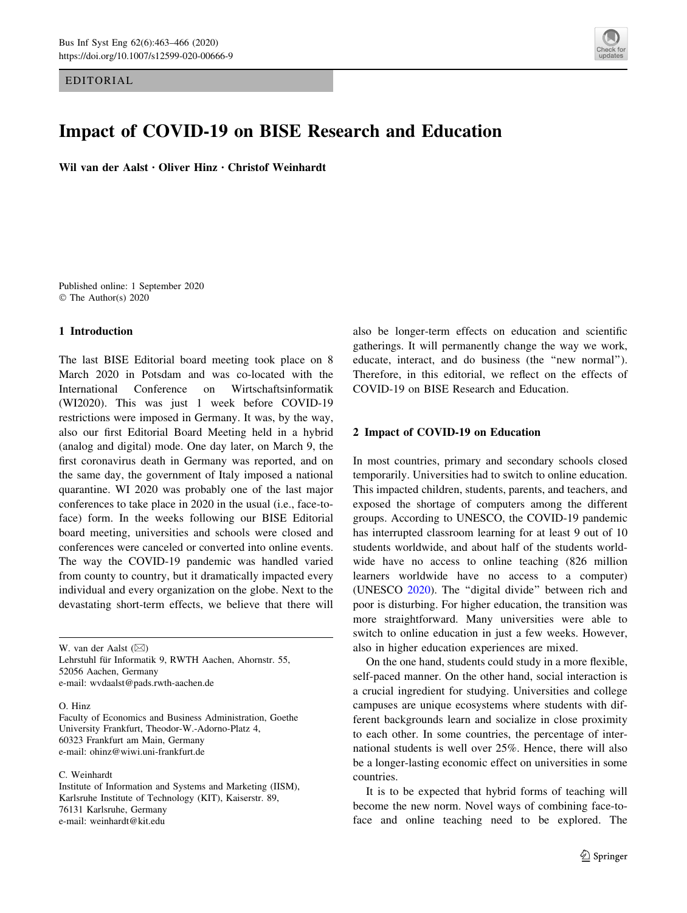EDITORIAL

# Impact of COVID-19 on BISE Research and Education

**Wil van der Aalst · Oliver Hinz · Christof Weinhardt**

Published online: 1 September 2020
© The Author(s) 2020

## 1 Introduction

The last BISE Editorial board meeting took place on 8 March 2020 in Potsdam and was co-located with the International Conference on Wirtschaftsinformatik (WI2020). This was just 1 week before COVID-19 restrictions were imposed in Germany. It was, by the way, also our first Editorial Board Meeting held in a hybrid (analog and digital) mode. One day later, on March 9, the first coronavirus death in Germany was reported, and on the same day, the government of Italy imposed a national quarantine. WI 2020 was probably one of the last major conferences to take place in 2020 in the usual (i.e., face-to-face) form. In the weeks following our BISE Editorial board meeting, universities and schools were closed and conferences were canceled or converted into online events. The way the COVID-19 pandemic was handled varied from county to country, but it dramatically impacted every individual and every organization on the globe. Next to the devastating short-term effects, we believe that there will also be longer-term effects on education and scientific gatherings. It will permanently change the way we work, educate, interact, and do business (the "new normal"). Therefore, in this editorial, we reflect on the effects of COVID-19 on BISE Research and Education.

W. van der Aalst (✉)
Lehrstuhl für Informatik 9, RWTH Aachen, Ahornstr. 55, 52056 Aachen, Germany
e-mail: wvdaalst@pads.rwth-aachen.de

O. Hinz
Faculty of Economics and Business Administration, Goethe University Frankfurt, Theodor-W.-Adorno-Platz 4, 60323 Frankfurt am Main, Germany
e-mail: ohinz@wiwi.uni-frankfurt.de

C. Weinhardt
Institute of Information and Systems and Marketing (IISM), Karlsruhe Institute of Technology (KIT), Kaiserstr. 89, 76131 Karlsruhe, Germany
e-mail: weinhardt@kit.edu

## 2 Impact of COVID-19 on Education

In most countries, primary and secondary schools closed temporarily. Universities had to switch to online education. This impacted children, students, parents, and teachers, and exposed the shortage of computers among the different groups. According to UNESCO, the COVID-19 pandemic has interrupted classroom learning for at least 9 out of 10 students worldwide, and about half of the students worldwide have no access to online teaching (826 million learners worldwide have no access to a computer) (UNESCO 2020). The "digital divide" between rich and poor is disturbing. For higher education, the transition was more straightforward. Many universities were able to switch to online education in just a few weeks. However, also in higher education experiences are mixed.

On the one hand, students could study in a more flexible, self-paced manner. On the other hand, social interaction is a crucial ingredient for studying. Universities and college campuses are unique ecosystems where students with different backgrounds learn and socialize in close proximity to each other. In some countries, the percentage of international students is well over 25%. Hence, there will also be a longer-lasting economic effect on universities in some countries.

It is to be expected that hybrid forms of teaching will become the new norm. Novel ways of combining face-to-face and online teaching need to be explored. The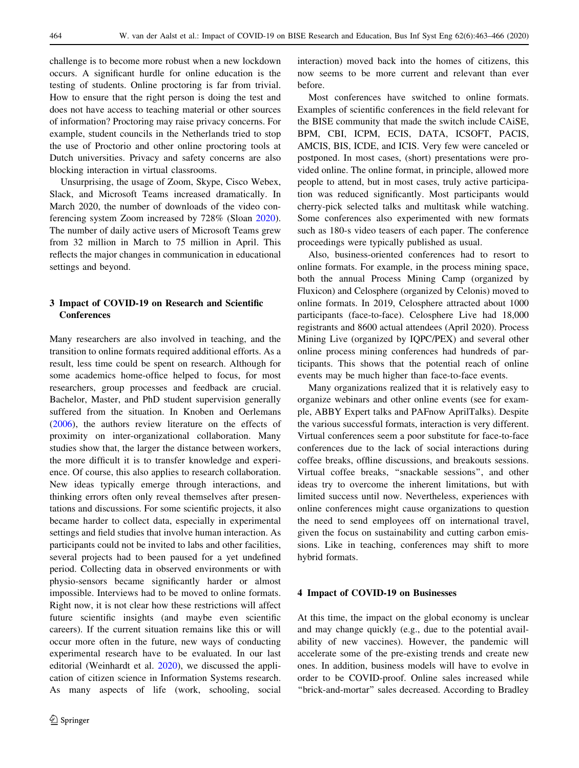challenge is to become more robust when a new lockdown occurs. A significant hurdle for online education is the testing of students. Online proctoring is far from trivial. How to ensure that the right person is doing the test and does not have access to teaching material or other sources of information? Proctoring may raise privacy concerns. For example, student councils in the Netherlands tried to stop the use of Proctorio and other online proctoring tools at Dutch universities. Privacy and safety concerns are also blocking interaction in virtual classrooms.

Unsurprising, the usage of Zoom, Skype, Cisco Webex, Slack, and Microsoft Teams increased dramatically. In March 2020, the number of downloads of the video conferencing system Zoom increased by 728% (Sloan 2020). The number of daily active users of Microsoft Teams grew from 32 million in March to 75 million in April. This reflects the major changes in communication in educational settings and beyond.

## 3 Impact of COVID-19 on Research and Scientific Conferences

Many researchers are also involved in teaching, and the transition to online formats required additional efforts. As a result, less time could be spent on research. Although for some academics home-office helped to focus, for most researchers, group processes and feedback are crucial. Bachelor, Master, and PhD student supervision generally suffered from the situation. In Knoben and Oerlemans (2006), the authors review literature on the effects of proximity on inter-organizational collaboration. Many studies show that, the larger the distance between workers, the more difficult it is to transfer knowledge and experience. Of course, this also applies to research collaboration. New ideas typically emerge through interactions, and thinking errors often only reveal themselves after presentations and discussions. For some scientific projects, it also became harder to collect data, especially in experimental settings and field studies that involve human interaction. As participants could not be invited to labs and other facilities, several projects had to been paused for a yet undefined period. Collecting data in observed environments or with physio-sensors became significantly harder or almost impossible. Interviews had to be moved to online formats. Right now, it is not clear how these restrictions will affect future scientific insights (and maybe even scientific careers). If the current situation remains like this or will occur more often in the future, new ways of conducting experimental research have to be evaluated. In our last editorial (Weinhardt et al. 2020), we discussed the application of citizen science in Information Systems research. As many aspects of life (work, schooling, social interaction) moved back into the homes of citizens, this now seems to be more current and relevant than ever before.

Most conferences have switched to online formats. Examples of scientific conferences in the field relevant for the BISE community that made the switch include CAiSE, BPM, CBI, ICPM, ECIS, DATA, ICSOFT, PACIS, AMCIS, BIS, ICDE, and ICIS. Very few were canceled or postponed. In most cases, (short) presentations were provided online. The online format, in principle, allowed more people to attend, but in most cases, truly active participation was reduced significantly. Most participants would cherry-pick selected talks and multitask while watching. Some conferences also experimented with new formats such as 180-s video teasers of each paper. The conference proceedings were typically published as usual.

Also, business-oriented conferences had to resort to online formats. For example, in the process mining space, both the annual Process Mining Camp (organized by Fluxicon) and Celosphere (organized by Celonis) moved to online formats. In 2019, Celosphere attracted about 1000 participants (face-to-face). Celosphere Live had 18,000 registrants and 8600 actual attendees (April 2020). Process Mining Live (organized by IQPC/PEX) and several other online process mining conferences had hundreds of participants. This shows that the potential reach of online events may be much higher than face-to-face events.

Many organizations realized that it is relatively easy to organize webinars and other online events (see for example, ABBY Expert talks and PAFnow AprilTalks). Despite the various successful formats, interaction is very different. Virtual conferences seem a poor substitute for face-to-face conferences due to the lack of social interactions during coffee breaks, offline discussions, and breakouts sessions. Virtual coffee breaks, "snackable sessions", and other ideas try to overcome the inherent limitations, but with limited success until now. Nevertheless, experiences with online conferences might cause organizations to question the need to send employees off on international travel, given the focus on sustainability and cutting carbon emissions. Like in teaching, conferences may shift to more hybrid formats.

## 4 Impact of COVID-19 on Businesses

At this time, the impact on the global economy is unclear and may change quickly (e.g., due to the potential availability of new vaccines). However, the pandemic will accelerate some of the pre-existing trends and create new ones. In addition, business models will have to evolve in order to be COVID-proof. Online sales increased while "brick-and-mortar" sales decreased. According to Bradley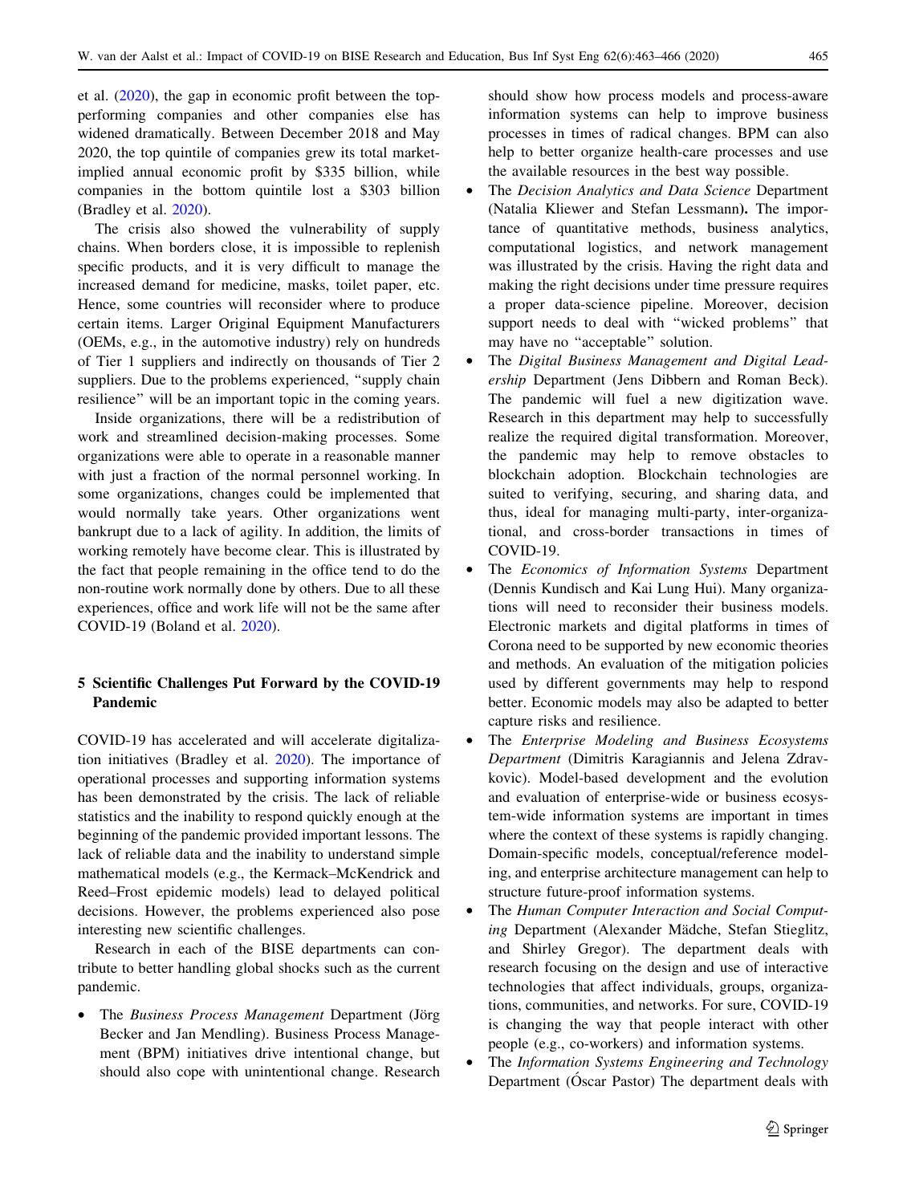et al. (2020), the gap in economic profit between the top-performing companies and other companies else has widened dramatically. Between December 2018 and May 2020, the top quintile of companies grew its total market-implied annual economic profit by $335 billion, while companies in the bottom quintile lost a $303 billion (Bradley et al. 2020).

The crisis also showed the vulnerability of supply chains. When borders close, it is impossible to replenish specific products, and it is very difficult to manage the increased demand for medicine, masks, toilet paper, etc. Hence, some countries will reconsider where to produce certain items. Larger Original Equipment Manufacturers (OEMs, e.g., in the automotive industry) rely on hundreds of Tier 1 suppliers and indirectly on thousands of Tier 2 suppliers. Due to the problems experienced, "supply chain resilience" will be an important topic in the coming years.

Inside organizations, there will be a redistribution of work and streamlined decision-making processes. Some organizations were able to operate in a reasonable manner with just a fraction of the normal personnel working. In some organizations, changes could be implemented that would normally take years. Other organizations went bankrupt due to a lack of agility. In addition, the limits of working remotely have become clear. This is illustrated by the fact that people remaining in the office tend to do the non-routine work normally done by others. Due to all these experiences, office and work life will not be the same after COVID-19 (Boland et al. 2020).

## 5 Scientific Challenges Put Forward by the COVID-19 Pandemic

COVID-19 has accelerated and will accelerate digitalization initiatives (Bradley et al. 2020). The importance of operational processes and supporting information systems has been demonstrated by the crisis. The lack of reliable statistics and the inability to respond quickly enough at the beginning of the pandemic provided important lessons. The lack of reliable data and the inability to understand simple mathematical models (e.g., the Kermack–McKendrick and Reed–Frost epidemic models) lead to delayed political decisions. However, the problems experienced also pose interesting new scientific challenges.

Research in each of the BISE departments can contribute to better handling global shocks such as the current pandemic.

- The *Business Process Management* Department (Jörg Becker and Jan Mendling). Business Process Management (BPM) initiatives drive intentional change, but should also cope with unintentional change. Research should show how process models and process-aware information systems can help to improve business processes in times of radical changes. BPM can also help to better organize health-care processes and use the available resources in the best way possible.
- The *Decision Analytics and Data Science* Department (Natalia Kliewer and Stefan Lessmann)**.** The importance of quantitative methods, business analytics, computational logistics, and network management was illustrated by the crisis. Having the right data and making the right decisions under time pressure requires a proper data-science pipeline. Moreover, decision support needs to deal with "wicked problems" that may have no "acceptable" solution.
- The *Digital Business Management and Digital Leadership* Department (Jens Dibbern and Roman Beck). The pandemic will fuel a new digitization wave. Research in this department may help to successfully realize the required digital transformation. Moreover, the pandemic may help to remove obstacles to blockchain adoption. Blockchain technologies are suited to verifying, securing, and sharing data, and thus, ideal for managing multi-party, inter-organizational, and cross-border transactions in times of COVID-19.
- The *Economics of Information Systems* Department (Dennis Kundisch and Kai Lung Hui). Many organizations will need to reconsider their business models. Electronic markets and digital platforms in times of Corona need to be supported by new economic theories and methods. An evaluation of the mitigation policies used by different governments may help to respond better. Economic models may also be adapted to better capture risks and resilience.
- The *Enterprise Modeling and Business Ecosystems Department* (Dimitris Karagiannis and Jelena Zdravkovic). Model-based development and the evolution and evaluation of enterprise-wide or business ecosystem-wide information systems are important in times where the context of these systems is rapidly changing. Domain-specific models, conceptual/reference modeling, and enterprise architecture management can help to structure future-proof information systems.
- The *Human Computer Interaction and Social Computing* Department (Alexander Mädche, Stefan Stieglitz, and Shirley Gregor). The department deals with research focusing on the design and use of interactive technologies that affect individuals, groups, organizations, communities, and networks. For sure, COVID-19 is changing the way that people interact with other people (e.g., co-workers) and information systems.
- The *Information Systems Engineering and Technology* Department (Óscar Pastor) The department deals with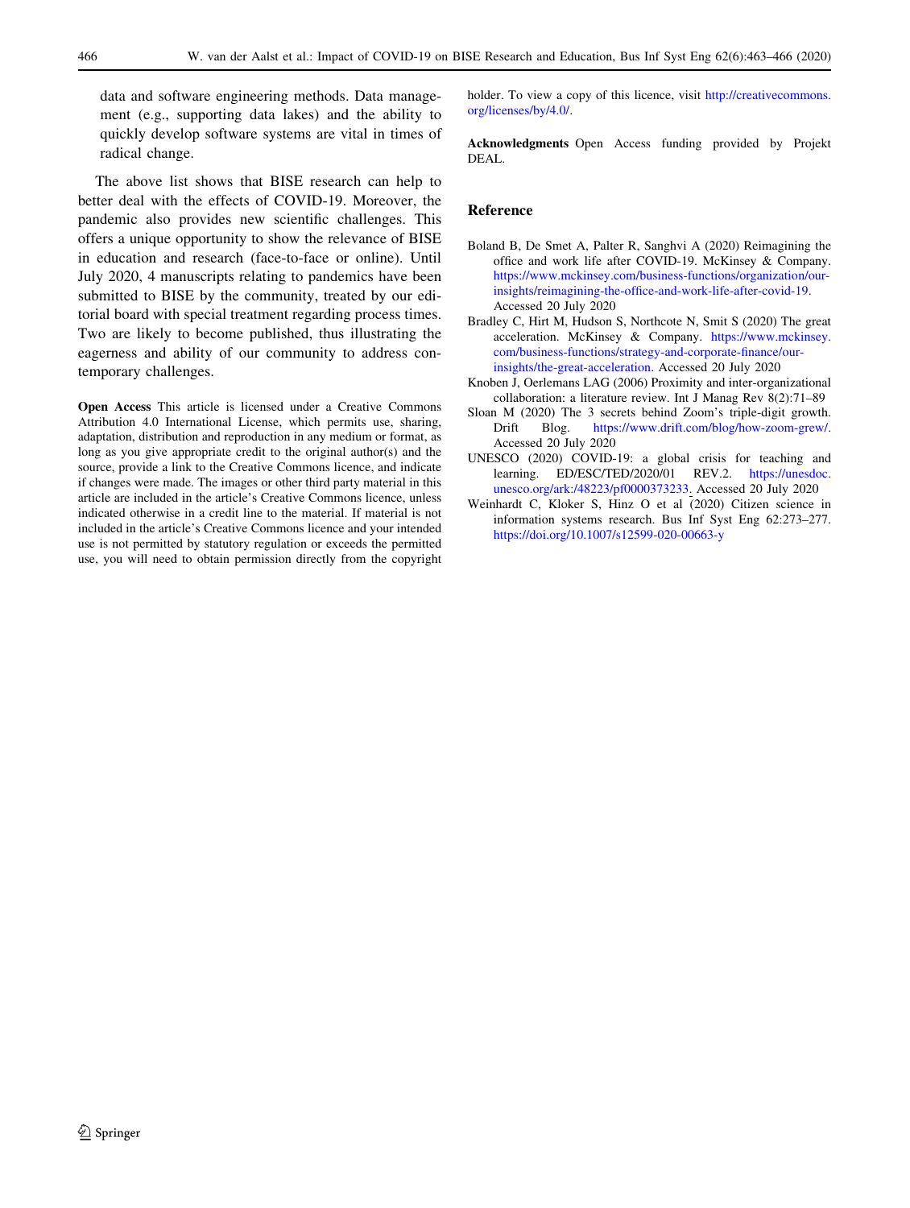data and software engineering methods. Data management (e.g., supporting data lakes) and the ability to quickly develop software systems are vital in times of radical change.

The above list shows that BISE research can help to better deal with the effects of COVID-19. Moreover, the pandemic also provides new scientific challenges. This offers a unique opportunity to show the relevance of BISE in education and research (face-to-face or online). Until July 2020, 4 manuscripts relating to pandemics have been submitted to BISE by the community, treated by our editorial board with special treatment regarding process times. Two are likely to become published, thus illustrating the eagerness and ability of our community to address contemporary challenges.

**Open Access** This article is licensed under a Creative Commons Attribution 4.0 International License, which permits use, sharing, adaptation, distribution and reproduction in any medium or format, as long as you give appropriate credit to the original author(s) and the source, provide a link to the Creative Commons licence, and indicate if changes were made. The images or other third party material in this article are included in the article's Creative Commons licence, unless indicated otherwise in a credit line to the material. If material is not included in the article's Creative Commons licence and your intended use is not permitted by statutory regulation or exceeds the permitted use, you will need to obtain permission directly from the copyright holder. To view a copy of this licence, visit http://creativecommons.org/licenses/by/4.0/.

**Acknowledgments** Open Access funding provided by Projekt DEAL.

## Reference

Boland B, De Smet A, Palter R, Sanghvi A (2020) Reimagining the office and work life after COVID-19. McKinsey & Company. https://www.mckinsey.com/business-functions/organization/our-insights/reimagining-the-office-and-work-life-after-covid-19. Accessed 20 July 2020

Bradley C, Hirt M, Hudson S, Northcote N, Smit S (2020) The great acceleration. McKinsey & Company. https://www.mckinsey.com/business-functions/strategy-and-corporate-finance/our-insights/the-great-acceleration. Accessed 20 July 2020

Knoben J, Oerlemans LAG (2006) Proximity and inter-organizational collaboration: a literature review. Int J Manag Rev 8(2):71–89

Sloan M (2020) The 3 secrets behind Zoom's triple-digit growth. Drift Blog. https://www.drift.com/blog/how-zoom-grew/. Accessed 20 July 2020

UNESCO (2020) COVID-19: a global crisis for teaching and learning. ED/ESC/TED/2020/01 REV.2. https://unesdoc.unesco.org/ark:/48223/pf0000373233. Accessed 20 July 2020

Weinhardt C, Kloker S, Hinz O et al (2020) Citizen science in information systems research. Bus Inf Syst Eng 62:273–277. https://doi.org/10.1007/s12599-020-00663-y